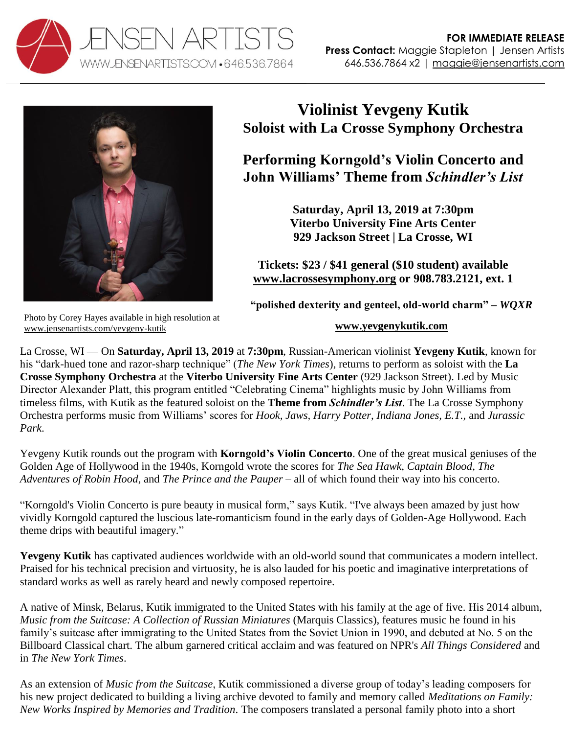JENSEN ARTISTS
WWW.JENSENARTISTS.COM • 646.536.7864

**FOR IMMEDIATE RELEASE**
**Press Contact:** Maggie Stapleton | Jensen Artists
646.536.7864 x2 | maggie@jensenartists.com

Photo by Corey Hayes available in high resolution at www.jensenartists.com/yevgeny-kutik

# Violinist Yevgeny Kutik
## Soloist with La Crosse Symphony Orchestra

## Performing Korngold's Violin Concerto and John Williams' Theme from *Schindler's List*

**Saturday, April 13, 2019 at 7:30pm**
**Viterbo University Fine Arts Center**
**929 Jackson Street | La Crosse, WI**

**Tickets: $23 / $41 general ($10 student) available www.lacrossesymphony.org or 908.783.2121, ext. 1**

**"polished dexterity and genteel, old-world charm" – *WQXR***

**www.yevgenykutik.com**

La Crosse, WI — On **Saturday, April 13, 2019** at **7:30pm**, Russian-American violinist **Yevgeny Kutik**, known for his "dark-hued tone and razor-sharp technique" (*The New York Times*), returns to perform as soloist with the **La Crosse Symphony Orchestra** at the **Viterbo University Fine Arts Center** (929 Jackson Street). Led by Music Director Alexander Platt, this program entitled "Celebrating Cinema" highlights music by John Williams from timeless films, with Kutik as the featured soloist on the **Theme from *Schindler's List***. The La Crosse Symphony Orchestra performs music from Williams' scores for *Hook, Jaws, Harry Potter, Indiana Jones, E.T.,* and *Jurassic Park.*

Yevgeny Kutik rounds out the program with **Korngold's Violin Concerto**. One of the great musical geniuses of the Golden Age of Hollywood in the 1940s, Korngold wrote the scores for *The Sea Hawk*, *Captain Blood*, *The Adventures of Robin Hood*, and *The Prince and the Pauper* – all of which found their way into his concerto.

"Korngold's Violin Concerto is pure beauty in musical form," says Kutik. "I've always been amazed by just how vividly Korngold captured the luscious late-romanticism found in the early days of Golden-Age Hollywood. Each theme drips with beautiful imagery."

**Yevgeny Kutik** has captivated audiences worldwide with an old-world sound that communicates a modern intellect. Praised for his technical precision and virtuosity, he is also lauded for his poetic and imaginative interpretations of standard works as well as rarely heard and newly composed repertoire.

A native of Minsk, Belarus, Kutik immigrated to the United States with his family at the age of five. His 2014 album, *Music from the Suitcase: A Collection of Russian Miniatures* (Marquis Classics), features music he found in his family's suitcase after immigrating to the United States from the Soviet Union in 1990, and debuted at No. 5 on the Billboard Classical chart. The album garnered critical acclaim and was featured on NPR's *All Things Considered* and in *The New York Times*.

As an extension of *Music from the Suitcase*, Kutik commissioned a diverse group of today's leading composers for his new project dedicated to building a living archive devoted to family and memory called *Meditations on Family: New Works Inspired by Memories and Tradition*. The composers translated a personal family photo into a short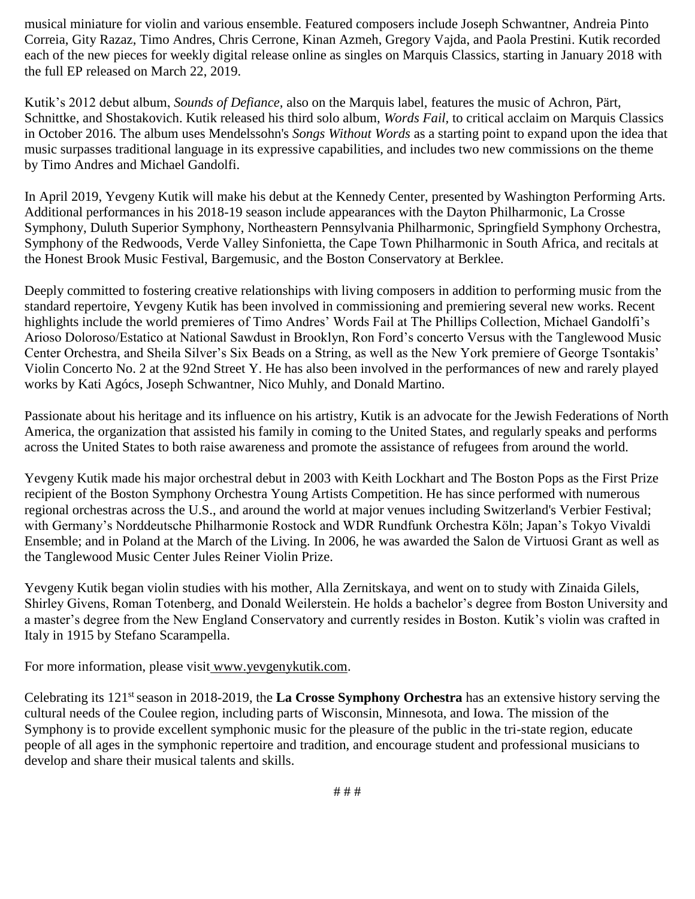musical miniature for violin and various ensemble. Featured composers include Joseph Schwantner, Andreia Pinto Correia, Gity Razaz, Timo Andres, Chris Cerrone, Kinan Azmeh, Gregory Vajda, and Paola Prestini. Kutik recorded each of the new pieces for weekly digital release online as singles on Marquis Classics, starting in January 2018 with the full EP released on March 22, 2019.

Kutik's 2012 debut album, *Sounds of Defiance,* also on the Marquis label, features the music of Achron, Pärt, Schnittke, and Shostakovich. Kutik released his third solo album, *Words Fail,* to critical acclaim on Marquis Classics in October 2016. The album uses Mendelssohn's *Songs Without Words* as a starting point to expand upon the idea that music surpasses traditional language in its expressive capabilities, and includes two new commissions on the theme by Timo Andres and Michael Gandolfi.

In April 2019, Yevgeny Kutik will make his debut at the Kennedy Center, presented by Washington Performing Arts. Additional performances in his 2018-19 season include appearances with the Dayton Philharmonic, La Crosse Symphony, Duluth Superior Symphony, Northeastern Pennsylvania Philharmonic, Springfield Symphony Orchestra, Symphony of the Redwoods, Verde Valley Sinfonietta, the Cape Town Philharmonic in South Africa, and recitals at the Honest Brook Music Festival, Bargemusic, and the Boston Conservatory at Berklee.

Deeply committed to fostering creative relationships with living composers in addition to performing music from the standard repertoire, Yevgeny Kutik has been involved in commissioning and premiering several new works. Recent highlights include the world premieres of Timo Andres' Words Fail at The Phillips Collection, Michael Gandolfi's Arioso Doloroso/Estatico at National Sawdust in Brooklyn, Ron Ford's concerto Versus with the Tanglewood Music Center Orchestra, and Sheila Silver's Six Beads on a String, as well as the New York premiere of George Tsontakis' Violin Concerto No. 2 at the 92nd Street Y. He has also been involved in the performances of new and rarely played works by Kati Agócs, Joseph Schwantner, Nico Muhly, and Donald Martino.

Passionate about his heritage and its influence on his artistry, Kutik is an advocate for the Jewish Federations of North America, the organization that assisted his family in coming to the United States, and regularly speaks and performs across the United States to both raise awareness and promote the assistance of refugees from around the world.

Yevgeny Kutik made his major orchestral debut in 2003 with Keith Lockhart and The Boston Pops as the First Prize recipient of the Boston Symphony Orchestra Young Artists Competition. He has since performed with numerous regional orchestras across the U.S., and around the world at major venues including Switzerland's Verbier Festival; with Germany's Norddeutsche Philharmonie Rostock and WDR Rundfunk Orchestra Köln; Japan's Tokyo Vivaldi Ensemble; and in Poland at the March of the Living. In 2006, he was awarded the Salon de Virtuosi Grant as well as the Tanglewood Music Center Jules Reiner Violin Prize.

Yevgeny Kutik began violin studies with his mother, Alla Zernitskaya, and went on to study with Zinaida Gilels, Shirley Givens, Roman Totenberg, and Donald Weilerstein. He holds a bachelor's degree from Boston University and a master's degree from the New England Conservatory and currently resides in Boston. Kutik's violin was crafted in Italy in 1915 by Stefano Scarampella.

For more information, please visit www.yevgenykutik.com.

Celebrating its 121st season in 2018-2019, the **La Crosse Symphony Orchestra** has an extensive history serving the cultural needs of the Coulee region, including parts of Wisconsin, Minnesota, and Iowa. The mission of the Symphony is to provide excellent symphonic music for the pleasure of the public in the tri-state region, educate people of all ages in the symphonic repertoire and tradition, and encourage student and professional musicians to develop and share their musical talents and skills.

# # #